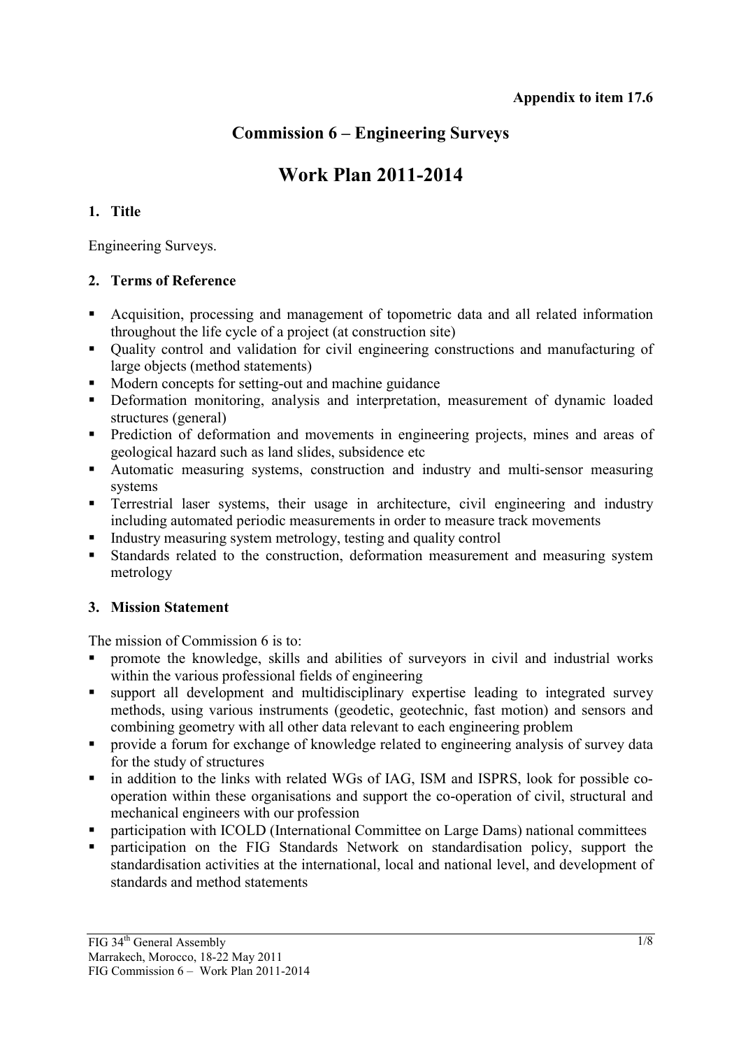**Appendix to item 17.6**

## Commission 6 – Engineering Surveys

# Work Plan 2011-2014

### 1. Title

Engineering Surveys.

### 2. Terms of Reference

- Acquisition, processing and management of topometric data and all related information throughout the life cycle of a project (at construction site)
- Quality control and validation for civil engineering constructions and manufacturing of large objects (method statements)
- Modern concepts for setting-out and machine guidance
- Deformation monitoring, analysis and interpretation, measurement of dynamic loaded structures (general)
- Prediction of deformation and movements in engineering projects, mines and areas of geological hazard such as land slides, subsidence etc
- Automatic measuring systems, construction and industry and multi-sensor measuring systems
- Terrestrial laser systems, their usage in architecture, civil engineering and industry including automated periodic measurements in order to measure track movements
- Industry measuring system metrology, testing and quality control
- Standards related to the construction, deformation measurement and measuring system metrology

### 3. Mission Statement

The mission of Commission 6 is to:

- promote the knowledge, skills and abilities of surveyors in civil and industrial works within the various professional fields of engineering
- support all development and multidisciplinary expertise leading to integrated survey methods, using various instruments (geodetic, geotechnic, fast motion) and sensors and combining geometry with all other data relevant to each engineering problem
- provide a forum for exchange of knowledge related to engineering analysis of survey data for the study of structures
- in addition to the links with related WGs of IAG, ISM and ISPRS, look for possible co-operation within these organisations and support the co-operation of civil, structural and mechanical engineers with our profession
- participation with ICOLD (International Committee on Large Dams) national committees
- participation on the FIG Standards Network on standardisation policy, support the standardisation activities at the international, local and national level, and development of standards and method statements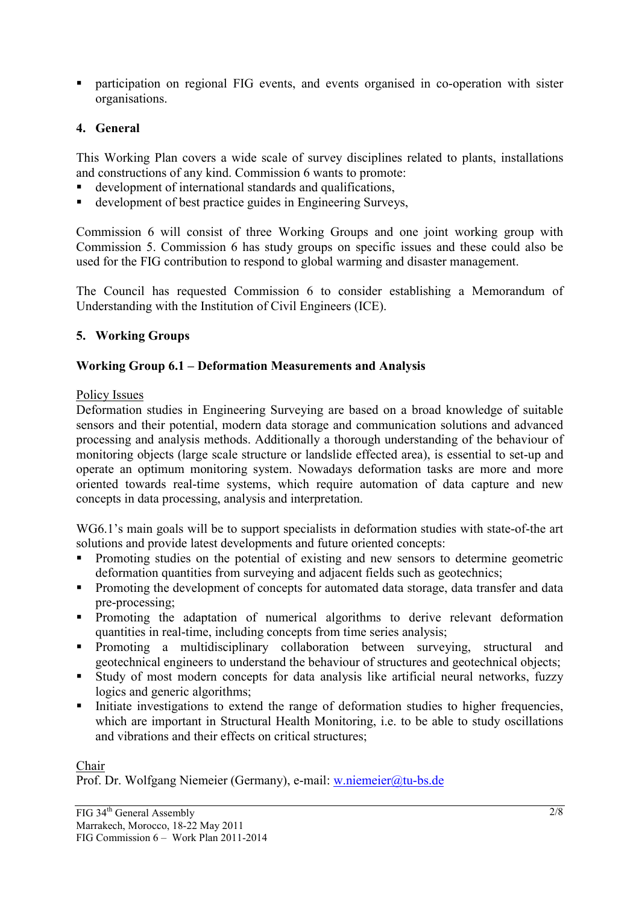- participation on regional FIG events, and events organised in co-operation with sister organisations.

## 4. General

This Working Plan covers a wide scale of survey disciplines related to plants, installations and constructions of any kind. Commission 6 wants to promote:

- development of international standards and qualifications,
- development of best practice guides in Engineering Surveys,

Commission 6 will consist of three Working Groups and one joint working group with Commission 5. Commission 6 has study groups on specific issues and these could also be used for the FIG contribution to respond to global warming and disaster management.

The Council has requested Commission 6 to consider establishing a Memorandum of Understanding with the Institution of Civil Engineers (ICE).

## 5. Working Groups

### Working Group 6.1 – Deformation Measurements and Analysis

Policy Issues

Deformation studies in Engineering Surveying are based on a broad knowledge of suitable sensors and their potential, modern data storage and communication solutions and advanced processing and analysis methods. Additionally a thorough understanding of the behaviour of monitoring objects (large scale structure or landslide effected area), is essential to set-up and operate an optimum monitoring system. Nowadays deformation tasks are more and more oriented towards real-time systems, which require automation of data capture and new concepts in data processing, analysis and interpretation.

WG6.1's main goals will be to support specialists in deformation studies with state-of-the art solutions and provide latest developments and future oriented concepts:

- Promoting studies on the potential of existing and new sensors to determine geometric deformation quantities from surveying and adjacent fields such as geotechnics;
- Promoting the development of concepts for automated data storage, data transfer and data pre-processing;
- Promoting the adaptation of numerical algorithms to derive relevant deformation quantities in real-time, including concepts from time series analysis;
- Promoting a multidisciplinary collaboration between surveying, structural and geotechnical engineers to understand the behaviour of structures and geotechnical objects;
- Study of most modern concepts for data analysis like artificial neural networks, fuzzy logics and generic algorithms;
- Initiate investigations to extend the range of deformation studies to higher frequencies, which are important in Structural Health Monitoring, i.e. to be able to study oscillations and vibrations and their effects on critical structures;

Chair

Prof. Dr. Wolfgang Niemeier (Germany), e-mail: w.niemeier@tu-bs.de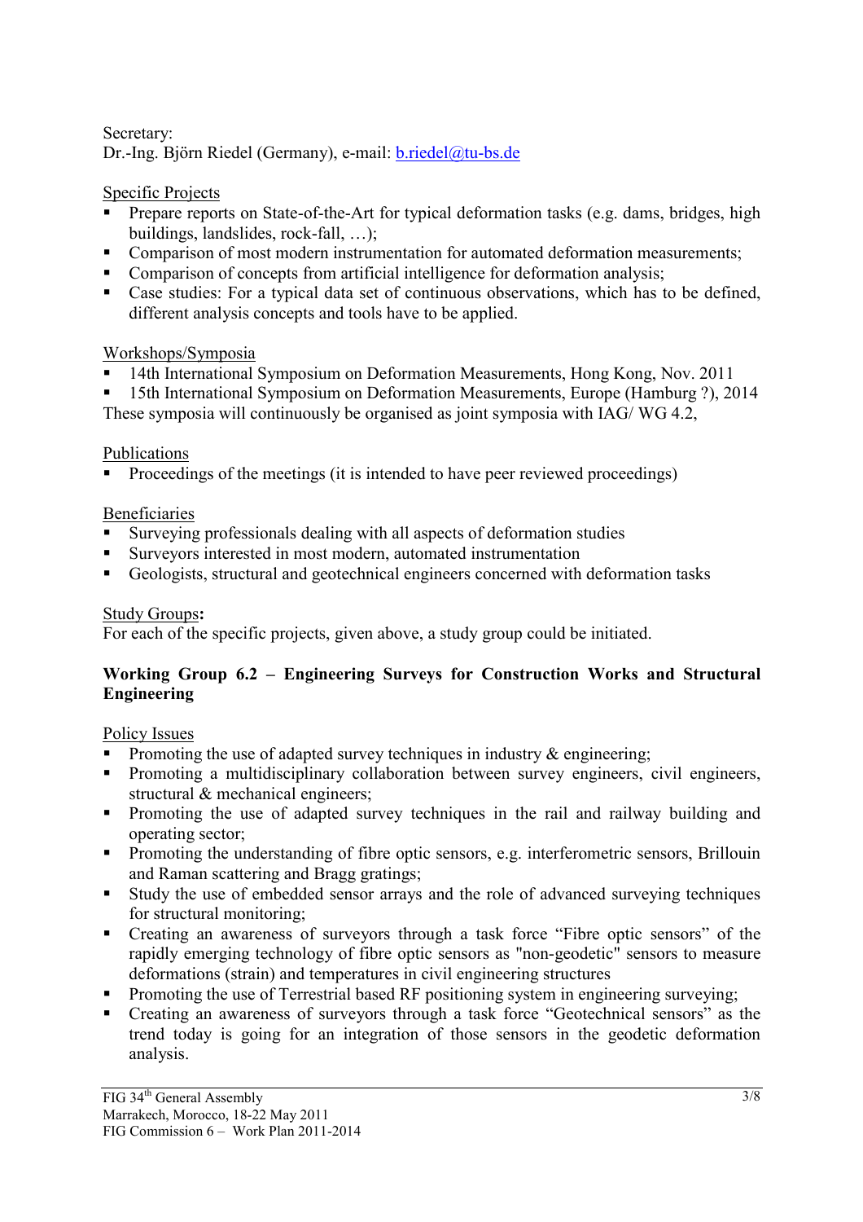Secretary:
Dr.-Ing. Björn Riedel (Germany), e-mail: b.riedel@tu-bs.de

Specific Projects

- Prepare reports on State-of-the-Art for typical deformation tasks (e.g. dams, bridges, high buildings, landslides, rock-fall, …);
- Comparison of most modern instrumentation for automated deformation measurements;
- Comparison of concepts from artificial intelligence for deformation analysis;
- Case studies: For a typical data set of continuous observations, which has to be defined, different analysis concepts and tools have to be applied.

Workshops/Symposia

- 14th International Symposium on Deformation Measurements, Hong Kong, Nov. 2011
- 15th International Symposium on Deformation Measurements, Europe (Hamburg ?), 2014

These symposia will continuously be organised as joint symposia with IAG/ WG 4.2,

Publications

- Proceedings of the meetings (it is intended to have peer reviewed proceedings)

Beneficiaries

- Surveying professionals dealing with all aspects of deformation studies
- Surveyors interested in most modern, automated instrumentation
- Geologists, structural and geotechnical engineers concerned with deformation tasks

Study Groups**:**
For each of the specific projects, given above, a study group could be initiated.

### Working Group 6.2 – Engineering Surveys for Construction Works and Structural Engineering

Policy Issues

- Promoting the use of adapted survey techniques in industry & engineering;
- Promoting a multidisciplinary collaboration between survey engineers, civil engineers, structural & mechanical engineers;
- Promoting the use of adapted survey techniques in the rail and railway building and operating sector;
- Promoting the understanding of fibre optic sensors, e.g. interferometric sensors, Brillouin and Raman scattering and Bragg gratings;
- Study the use of embedded sensor arrays and the role of advanced surveying techniques for structural monitoring;
- Creating an awareness of surveyors through a task force "Fibre optic sensors" of the rapidly emerging technology of fibre optic sensors as "non-geodetic" sensors to measure deformations (strain) and temperatures in civil engineering structures
- Promoting the use of Terrestrial based RF positioning system in engineering surveying;
- Creating an awareness of surveyors through a task force "Geotechnical sensors" as the trend today is going for an integration of those sensors in the geodetic deformation analysis.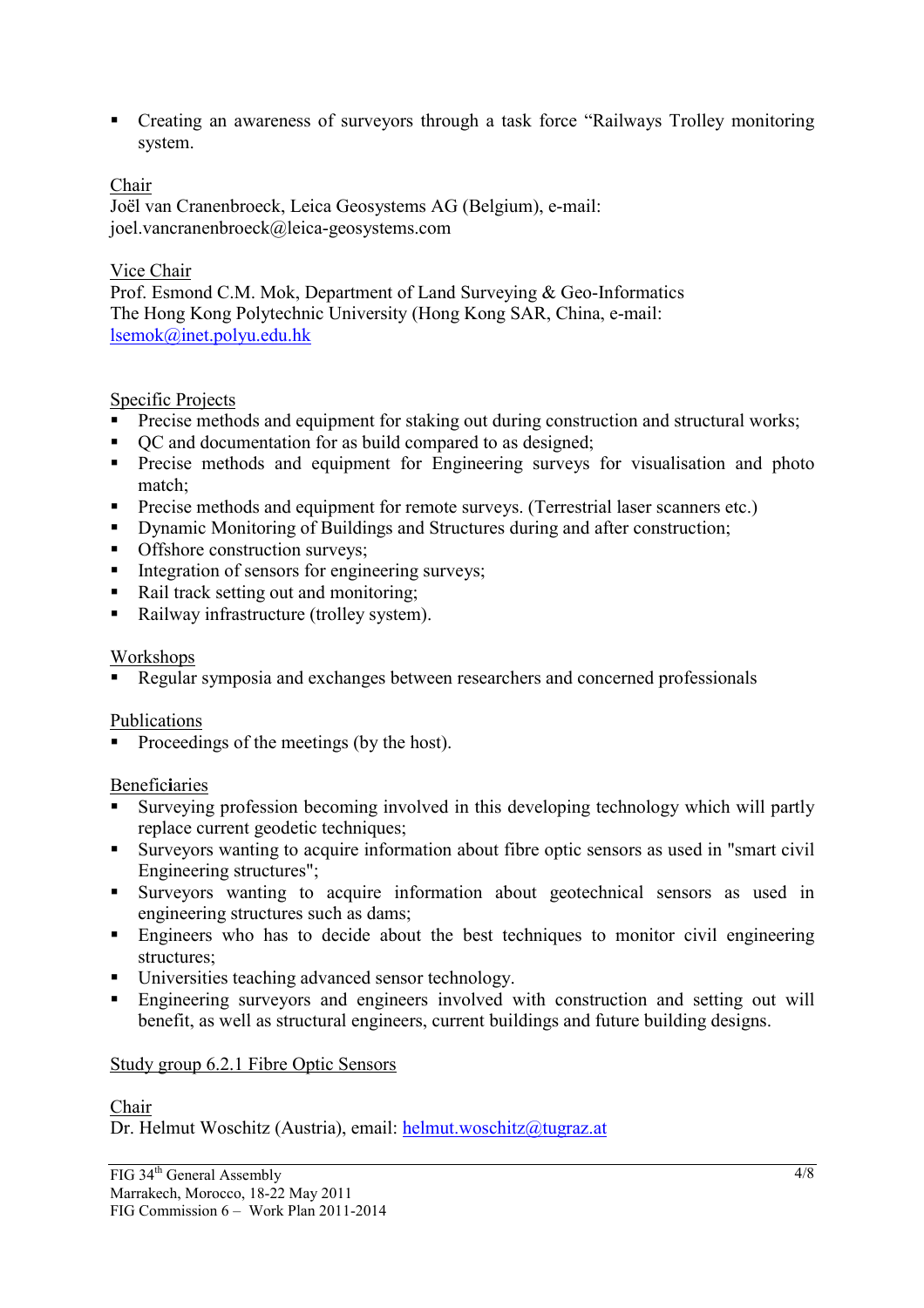- Creating an awareness of surveyors through a task force "Railways Trolley monitoring system.

Chair
Joël van Cranenbroeck, Leica Geosystems AG (Belgium), e-mail: joel.vancranenbroeck@leica-geosystems.com

Vice Chair
Prof. Esmond C.M. Mok, Department of Land Surveying & Geo-Informatics
The Hong Kong Polytechnic University (Hong Kong SAR, China, e-mail: lsemok@inet.polyu.edu.hk

Specific Projects

- Precise methods and equipment for staking out during construction and structural works;
- QC and documentation for as build compared to as designed;
- Precise methods and equipment for Engineering surveys for visualisation and photo match;
- Precise methods and equipment for remote surveys. (Terrestrial laser scanners etc.)
- Dynamic Monitoring of Buildings and Structures during and after construction;
- Offshore construction surveys;
- Integration of sensors for engineering surveys;
- Rail track setting out and monitoring;
- Railway infrastructure (trolley system).

Workshops

- Regular symposia and exchanges between researchers and concerned professionals

Publications

- Proceedings of the meetings (by the host).

Beneficiaries

- Surveying profession becoming involved in this developing technology which will partly replace current geodetic techniques;
- Surveyors wanting to acquire information about fibre optic sensors as used in "smart civil Engineering structures";
- Surveyors wanting to acquire information about geotechnical sensors as used in engineering structures such as dams;
- Engineers who has to decide about the best techniques to monitor civil engineering structures;
- Universities teaching advanced sensor technology.
- Engineering surveyors and engineers involved with construction and setting out will benefit, as well as structural engineers, current buildings and future building designs.

Study group 6.2.1 Fibre Optic Sensors

Chair
Dr. Helmut Woschitz (Austria), email: helmut.woschitz@tugraz.at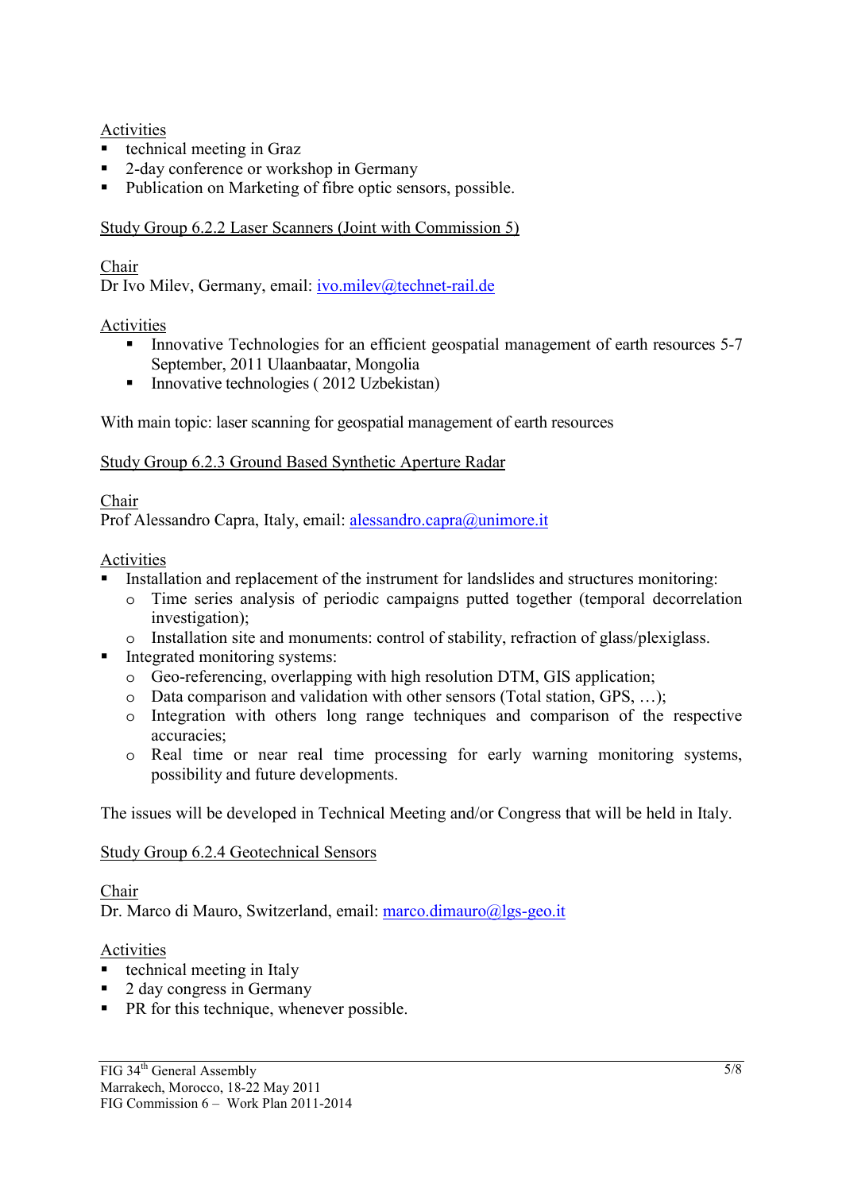Activities

- technical meeting in Graz
- 2-day conference or workshop in Germany
- Publication on Marketing of fibre optic sensors, possible.

Study Group 6.2.2 Laser Scanners (Joint with Commission 5)

Chair
Dr Ivo Milev, Germany, email: ivo.milev@technet-rail.de

Activities

- Innovative Technologies for an efficient geospatial management of earth resources 5-7 September, 2011 Ulaanbaatar, Mongolia
- Innovative technologies ( 2012 Uzbekistan)

With main topic: laser scanning for geospatial management of earth resources

Study Group 6.2.3 Ground Based Synthetic Aperture Radar

Chair
Prof Alessandro Capra, Italy, email: alessandro.capra@unimore.it

Activities

- Installation and replacement of the instrument for landslides and structures monitoring:
  - Time series analysis of periodic campaigns putted together (temporal decorrelation investigation);
  - Installation site and monuments: control of stability, refraction of glass/plexiglass.
- Integrated monitoring systems:
  - Geo-referencing, overlapping with high resolution DTM, GIS application;
  - Data comparison and validation with other sensors (Total station, GPS, …);
  - Integration with others long range techniques and comparison of the respective accuracies;
  - Real time or near real time processing for early warning monitoring systems, possibility and future developments.

The issues will be developed in Technical Meeting and/or Congress that will be held in Italy.

Study Group 6.2.4 Geotechnical Sensors

Chair
Dr. Marco di Mauro, Switzerland, email: marco.dimauro@lgs-geo.it

Activities

- technical meeting in Italy
- 2 day congress in Germany
- PR for this technique, whenever possible.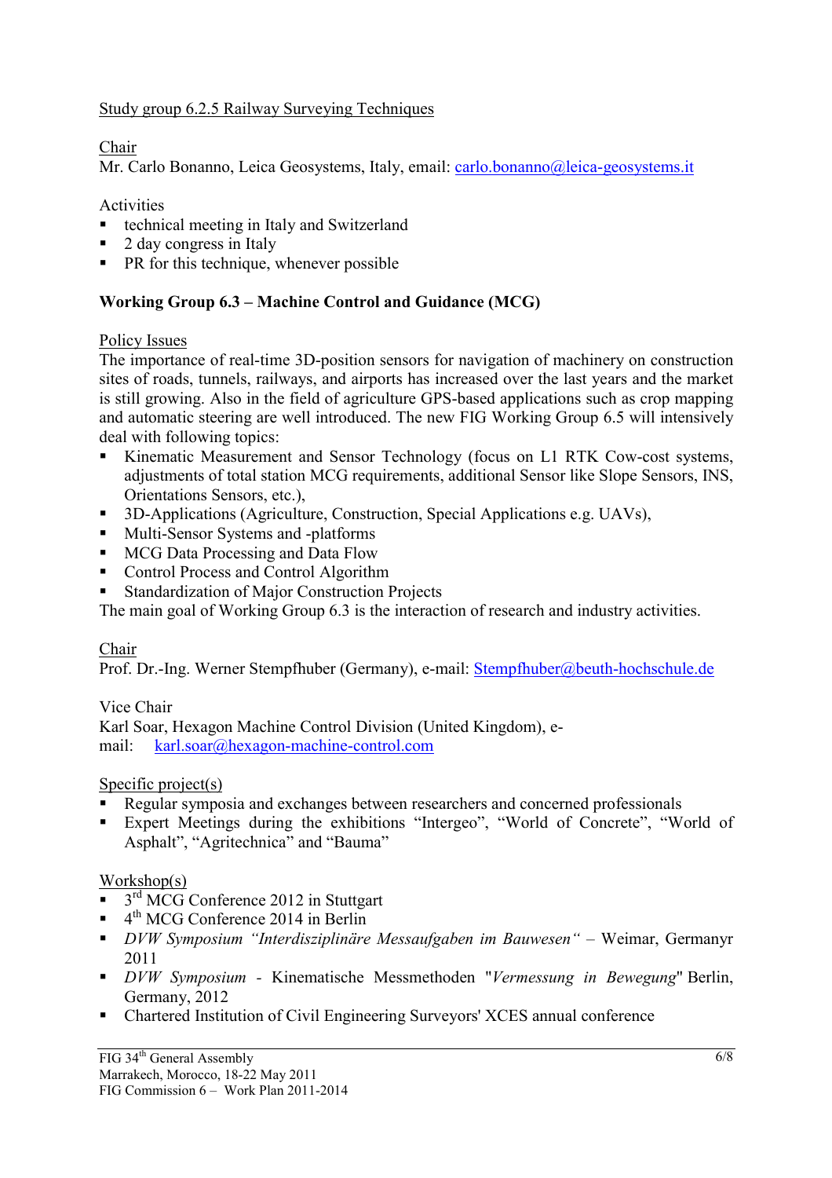Study group 6.2.5 Railway Surveying Techniques

Chair
Mr. Carlo Bonanno, Leica Geosystems, Italy, email: carlo.bonanno@leica-geosystems.it

Activities

- technical meeting in Italy and Switzerland
- 2 day congress in Italy
- PR for this technique, whenever possible

**Working Group 6.3 – Machine Control and Guidance (MCG)**

Policy Issues
The importance of real-time 3D-position sensors for navigation of machinery on construction sites of roads, tunnels, railways, and airports has increased over the last years and the market is still growing. Also in the field of agriculture GPS-based applications such as crop mapping and automatic steering are well introduced. The new FIG Working Group 6.5 will intensively deal with following topics:

- Kinematic Measurement and Sensor Technology (focus on L1 RTK Cow-cost systems, adjustments of total station MCG requirements, additional Sensor like Slope Sensors, INS, Orientations Sensors, etc.),
- 3D-Applications (Agriculture, Construction, Special Applications e.g. UAVs),
- Multi-Sensor Systems and -platforms
- MCG Data Processing and Data Flow
- Control Process and Control Algorithm
- Standardization of Major Construction Projects

The main goal of Working Group 6.3 is the interaction of research and industry activities.

Chair
Prof. Dr.-Ing. Werner Stempfhuber (Germany), e-mail: Stempfhuber@beuth-hochschule.de

Vice Chair
Karl Soar, Hexagon Machine Control Division (United Kingdom), e-mail: karl.soar@hexagon-machine-control.com

Specific project(s)

- Regular symposia and exchanges between researchers and concerned professionals
- Expert Meetings during the exhibitions “Intergeo”, “World of Concrete”, “World of Asphalt”, “Agritechnica” and “Bauma”

Workshop(s)

- 3rd MCG Conference 2012 in Stuttgart
- 4th MCG Conference 2014 in Berlin
- *DVW Symposium “Interdisziplinäre Messaufgaben im Bauwesen“* – Weimar, Germanyr 2011
- *DVW Symposium* - Kinematische Messmethoden "*Vermessung in Bewegung*" Berlin, Germany, 2012
- Chartered Institution of Civil Engineering Surveyors' XCES annual conference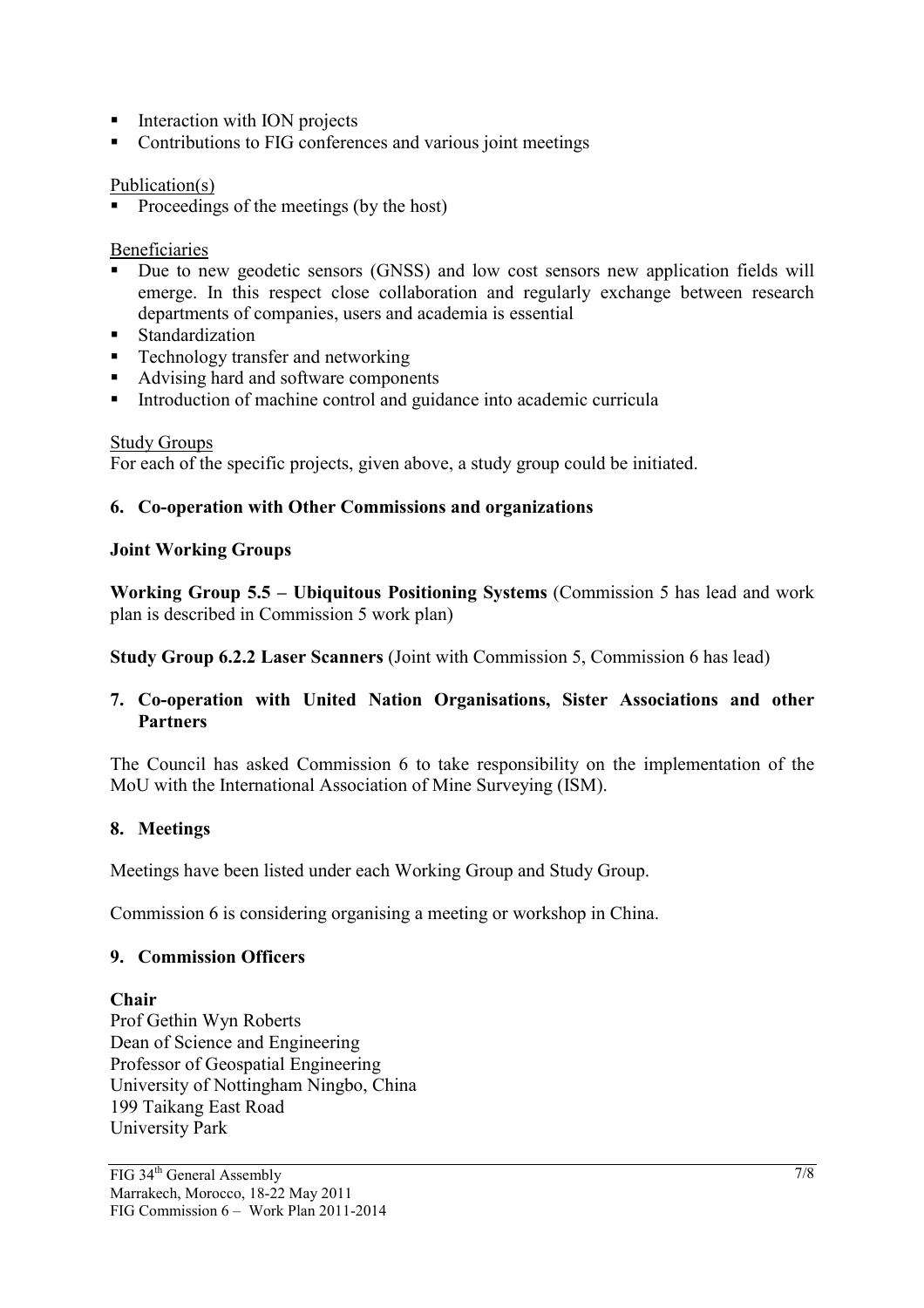- Interaction with ION projects
- Contributions to FIG conferences and various joint meetings

Publication(s)

- Proceedings of the meetings (by the host)

Beneficiaries

- Due to new geodetic sensors (GNSS) and low cost sensors new application fields will emerge. In this respect close collaboration and regularly exchange between research departments of companies, users and academia is essential
- Standardization
- Technology transfer and networking
- Advising hard and software components
- Introduction of machine control and guidance into academic curricula

Study Groups

For each of the specific projects, given above, a study group could be initiated.

## 6. Co-operation with Other Commissions and organizations

**Joint Working Groups**

**Working Group 5.5 – Ubiquitous Positioning Systems** (Commission 5 has lead and work plan is described in Commission 5 work plan)

**Study Group 6.2.2 Laser Scanners** (Joint with Commission 5, Commission 6 has lead)

## 7. Co-operation with United Nation Organisations, Sister Associations and other Partners

The Council has asked Commission 6 to take responsibility on the implementation of the MoU with the International Association of Mine Surveying (ISM).

## 8. Meetings

Meetings have been listed under each Working Group and Study Group.

Commission 6 is considering organising a meeting or workshop in China.

## 9. Commission Officers

**Chair**

Prof Gethin Wyn Roberts
Dean of Science and Engineering
Professor of Geospatial Engineering
University of Nottingham Ningbo, China
199 Taikang East Road
University Park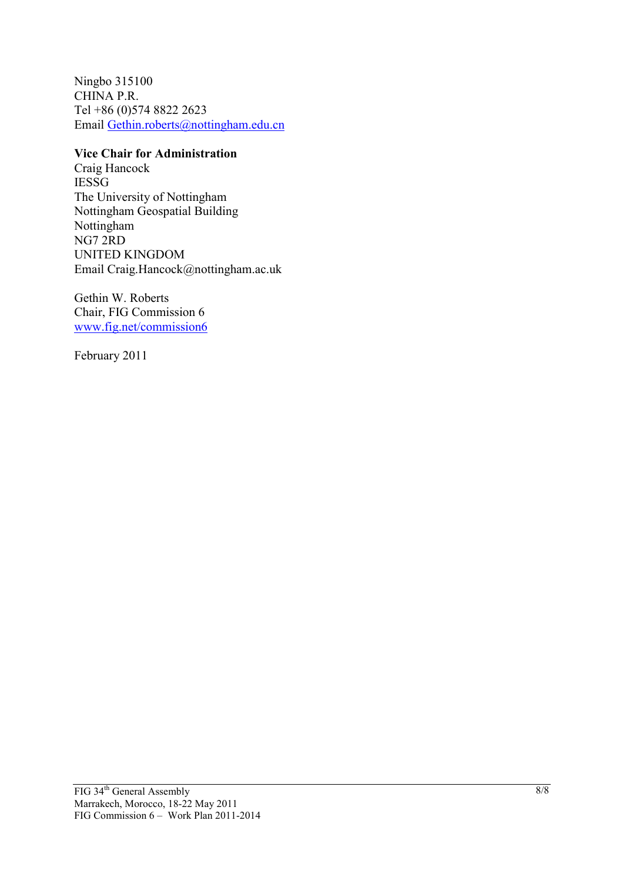Ningbo 315100
CHINA P.R.
Tel +86 (0)574 8822 2623
Email Gethin.roberts@nottingham.edu.cn

**Vice Chair for Administration**
Craig Hancock
IESSG
The University of Nottingham
Nottingham Geospatial Building
Nottingham
NG7 2RD
UNITED KINGDOM
Email Craig.Hancock@nottingham.ac.uk

Gethin W. Roberts
Chair, FIG Commission 6
www.fig.net/commission6

February 2011